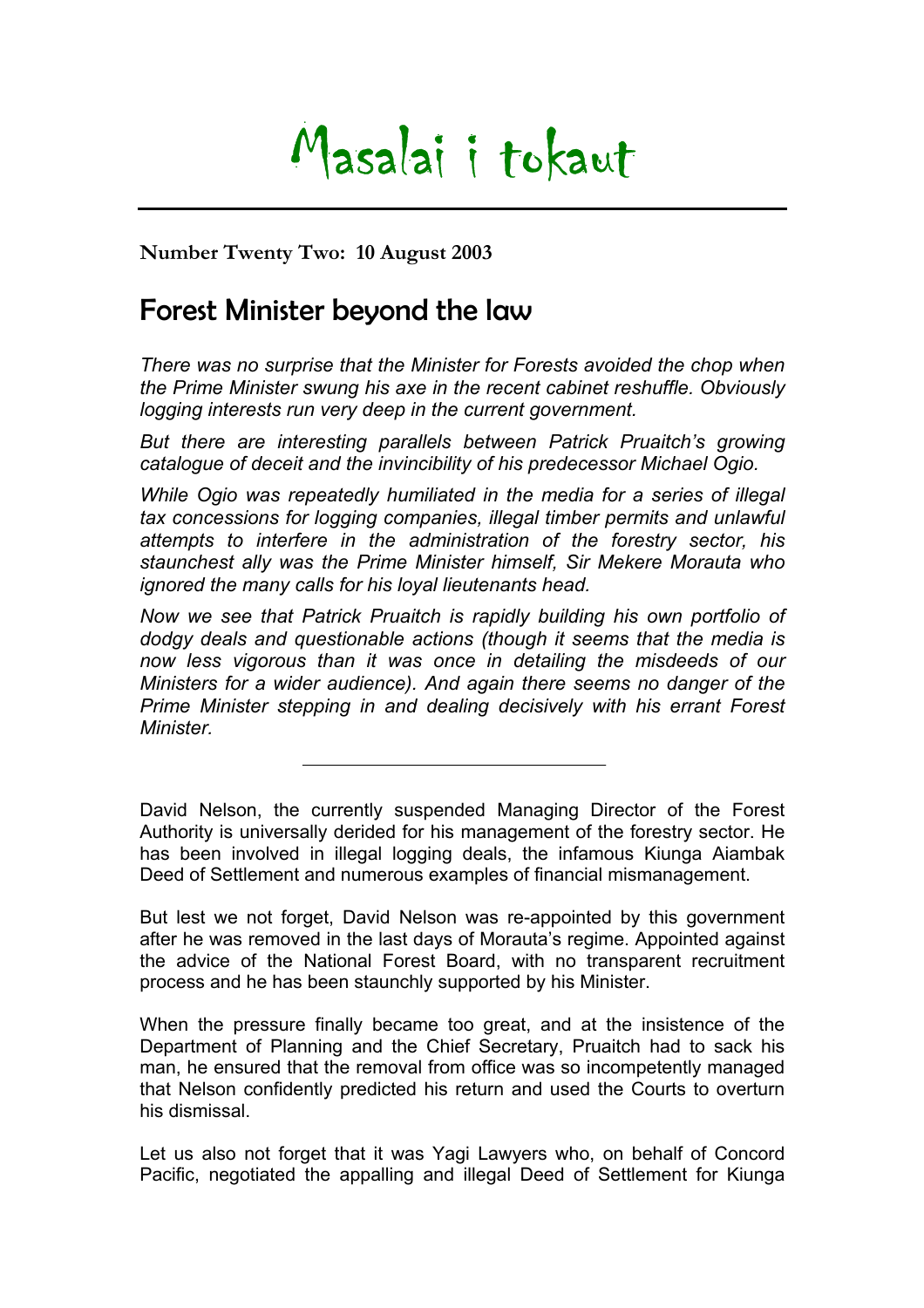# Masalai i tokaut

**Number Twenty Two: 10 August 2003**

## Forest Minister beyond the law

*There was no surprise that the Minister for Forests avoided the chop when the Prime Minister swung his axe in the recent cabinet reshuffle. Obviously logging interests run very deep in the current government.*

*But there are interesting parallels between Patrick Pruaitch's growing catalogue of deceit and the invincibility of his predecessor Michael Ogio.*

*While Ogio was repeatedly humiliated in the media for a series of illegal tax concessions for logging companies, illegal timber permits and unlawful attempts to interfere in the administration of the forestry sector, his staunchest ally was the Prime Minister himself, Sir Mekere Morauta who ignored the many calls for his loyal lieutenants head.*

*Now we see that Patrick Pruaitch is rapidly building his own portfolio of dodgy deals and questionable actions (though it seems that the media is now less vigorous than it was once in detailing the misdeeds of our Ministers for a wider audience). And again there seems no danger of the Prime Minister stepping in and dealing decisively with his errant Forest Minister.*

---

David Nelson, the currently suspended Managing Director of the Forest Authority is universally derided for his management of the forestry sector. He has been involved in illegal logging deals, the infamous Kiunga Aiambak Deed of Settlement and numerous examples of financial mismanagement.

But lest we not forget, David Nelson was re-appointed by this government after he was removed in the last days of Morauta's regime. Appointed against the advice of the National Forest Board, with no transparent recruitment process and he has been staunchly supported by his Minister.

When the pressure finally became too great, and at the insistence of the Department of Planning and the Chief Secretary, Pruaitch had to sack his man, he ensured that the removal from office was so incompetently managed that Nelson confidently predicted his return and used the Courts to overturn his dismissal.

Let us also not forget that it was Yagi Lawyers who, on behalf of Concord Pacific, negotiated the appalling and illegal Deed of Settlement for Kiunga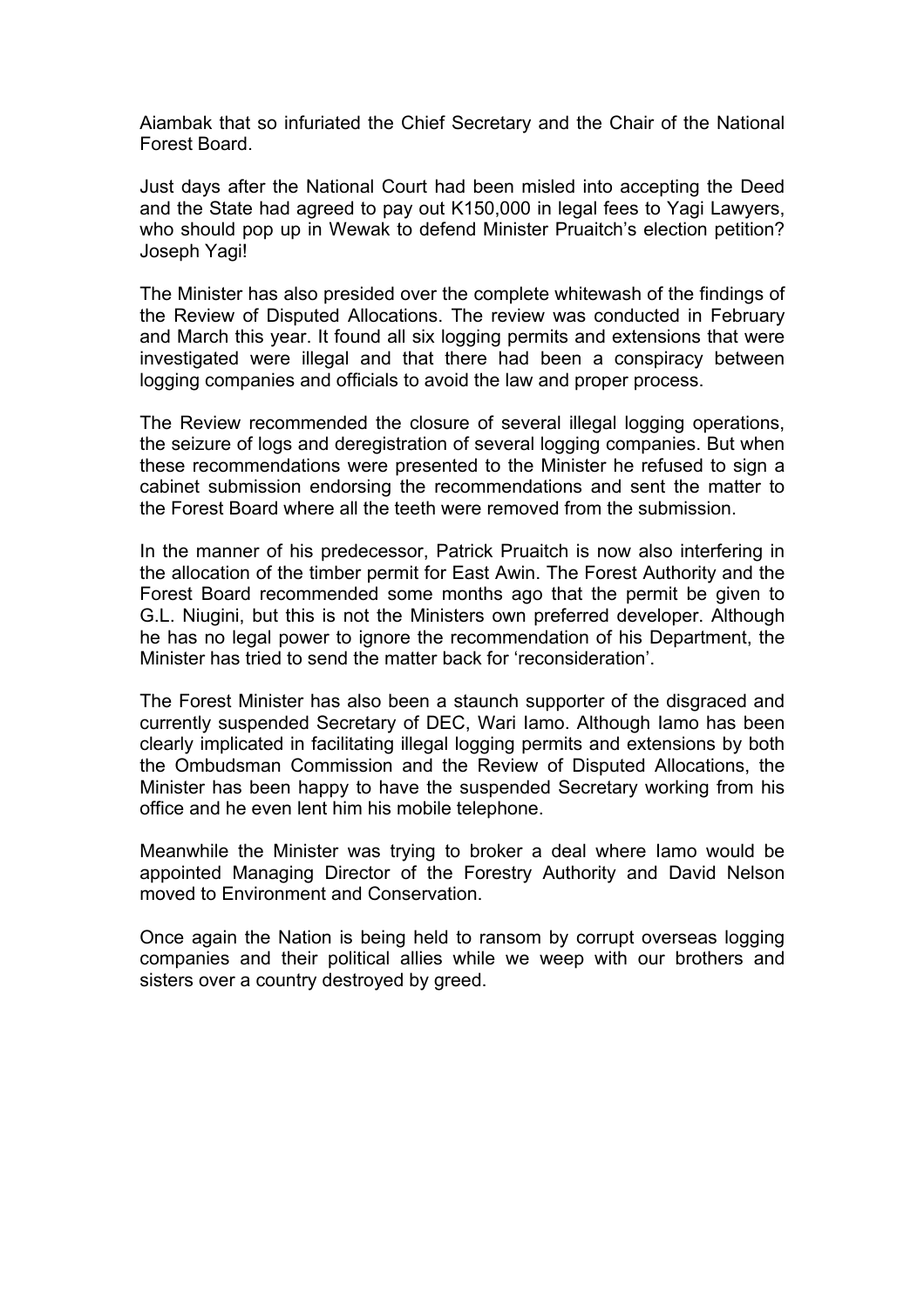Aiambak that so infuriated the Chief Secretary and the Chair of the National Forest Board.

Just days after the National Court had been misled into accepting the Deed and the State had agreed to pay out K150,000 in legal fees to Yagi Lawyers, who should pop up in Wewak to defend Minister Pruaitch's election petition? Joseph Yagi!

The Minister has also presided over the complete whitewash of the findings of the Review of Disputed Allocations. The review was conducted in February and March this year. It found all six logging permits and extensions that were investigated were illegal and that there had been a conspiracy between logging companies and officials to avoid the law and proper process.

The Review recommended the closure of several illegal logging operations, the seizure of logs and deregistration of several logging companies. But when these recommendations were presented to the Minister he refused to sign a cabinet submission endorsing the recommendations and sent the matter to the Forest Board where all the teeth were removed from the submission.

In the manner of his predecessor, Patrick Pruaitch is now also interfering in the allocation of the timber permit for East Awin. The Forest Authority and the Forest Board recommended some months ago that the permit be given to G.L. Niugini, but this is not the Ministers own preferred developer. Although he has no legal power to ignore the recommendation of his Department, the Minister has tried to send the matter back for 'reconsideration'.

The Forest Minister has also been a staunch supporter of the disgraced and currently suspended Secretary of DEC, Wari Iamo. Although Iamo has been clearly implicated in facilitating illegal logging permits and extensions by both the Ombudsman Commission and the Review of Disputed Allocations, the Minister has been happy to have the suspended Secretary working from his office and he even lent him his mobile telephone.

Meanwhile the Minister was trying to broker a deal where Iamo would be appointed Managing Director of the Forestry Authority and David Nelson moved to Environment and Conservation.

Once again the Nation is being held to ransom by corrupt overseas logging companies and their political allies while we weep with our brothers and sisters over a country destroyed by greed.